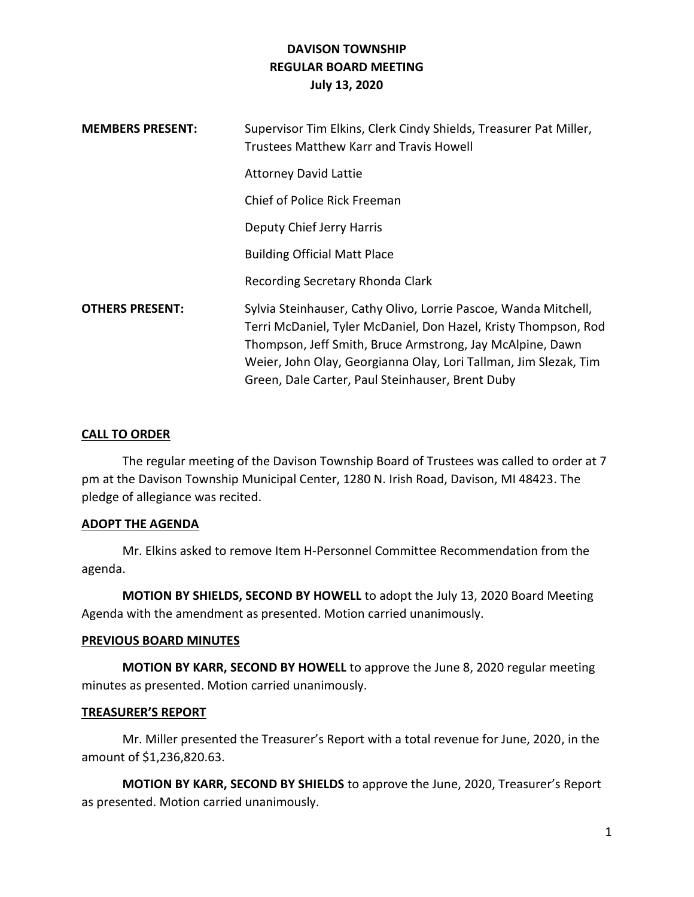# DAVISON TOWNSHIP
## REGULAR BOARD MEETING
### July 13, 2020

**MEMBERS PRESENT:** Supervisor Tim Elkins, Clerk Cindy Shields, Treasurer Pat Miller, Trustees Matthew Karr and Travis Howell

Attorney David Lattie

Chief of Police Rick Freeman

Deputy Chief Jerry Harris

Building Official Matt Place

Recording Secretary Rhonda Clark

**OTHERS PRESENT:** Sylvia Steinhauser, Cathy Olivo, Lorrie Pascoe, Wanda Mitchell, Terri McDaniel, Tyler McDaniel, Don Hazel, Kristy Thompson, Rod Thompson, Jeff Smith, Bruce Armstrong, Jay McAlpine, Dawn Weier, John Olay, Georgianna Olay, Lori Tallman, Jim Slezak, Tim Green, Dale Carter, Paul Steinhauser, Brent Duby

**CALL TO ORDER**

The regular meeting of the Davison Township Board of Trustees was called to order at 7 pm at the Davison Township Municipal Center, 1280 N. Irish Road, Davison, MI 48423. The pledge of allegiance was recited.

**ADOPT THE AGENDA**

Mr. Elkins asked to remove Item H-Personnel Committee Recommendation from the agenda.

**MOTION BY SHIELDS, SECOND BY HOWELL** to adopt the July 13, 2020 Board Meeting Agenda with the amendment as presented. Motion carried unanimously.

**PREVIOUS BOARD MINUTES**

**MOTION BY KARR, SECOND BY HOWELL** to approve the June 8, 2020 regular meeting minutes as presented. Motion carried unanimously.

**TREASURER'S REPORT**

Mr. Miller presented the Treasurer's Report with a total revenue for June, 2020, in the amount of $1,236,820.63.

**MOTION BY KARR, SECOND BY SHIELDS** to approve the June, 2020, Treasurer's Report as presented. Motion carried unanimously.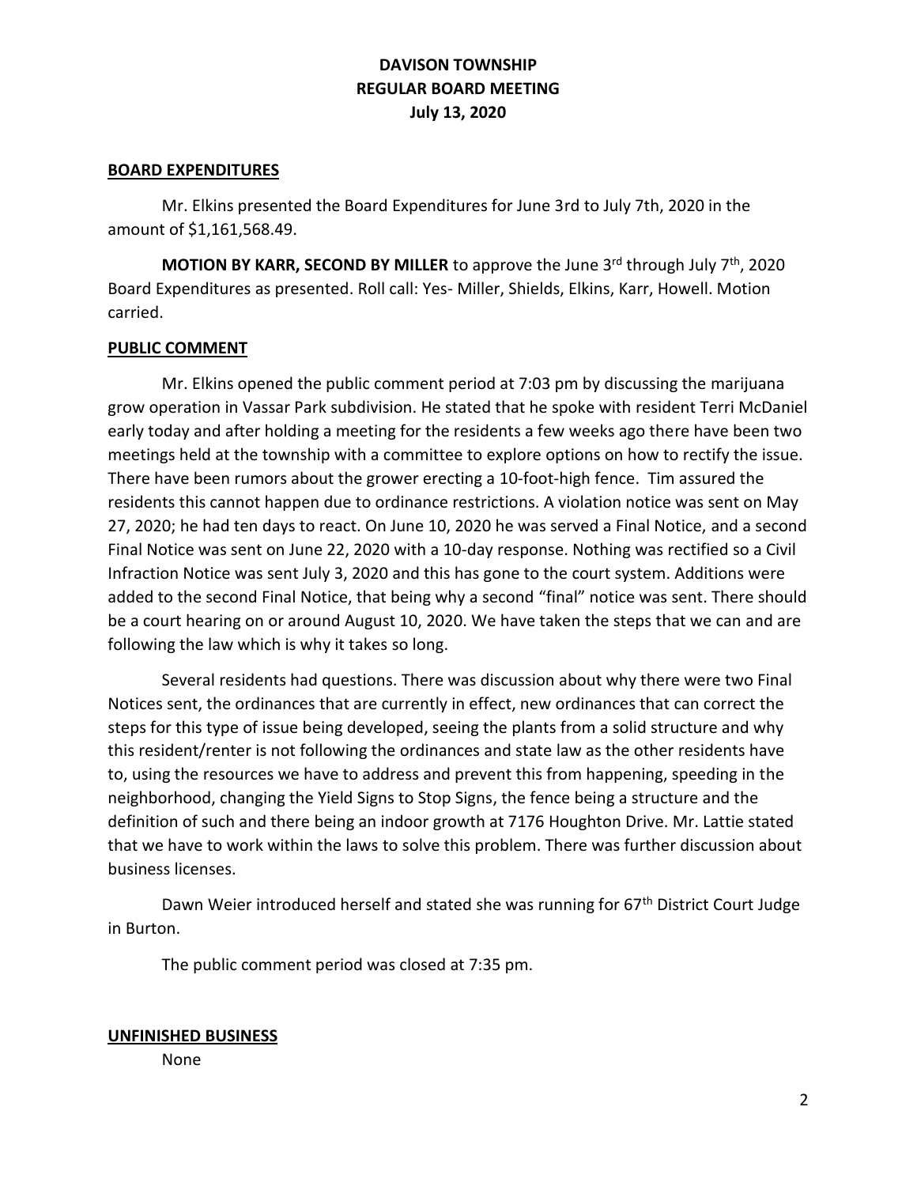# DAVISON TOWNSHIP
## REGULAR BOARD MEETING
### July 13, 2020

**BOARD EXPENDITURES**

Mr. Elkins presented the Board Expenditures for June 3rd to July 7th, 2020 in the amount of $1,161,568.49.

**MOTION BY KARR, SECOND BY MILLER** to approve the June 3rd through July 7th, 2020 Board Expenditures as presented. Roll call: Yes- Miller, Shields, Elkins, Karr, Howell. Motion carried.

**PUBLIC COMMENT**

Mr. Elkins opened the public comment period at 7:03 pm by discussing the marijuana grow operation in Vassar Park subdivision. He stated that he spoke with resident Terri McDaniel early today and after holding a meeting for the residents a few weeks ago there have been two meetings held at the township with a committee to explore options on how to rectify the issue. There have been rumors about the grower erecting a 10-foot-high fence. Tim assured the residents this cannot happen due to ordinance restrictions. A violation notice was sent on May 27, 2020; he had ten days to react. On June 10, 2020 he was served a Final Notice, and a second Final Notice was sent on June 22, 2020 with a 10-day response. Nothing was rectified so a Civil Infraction Notice was sent July 3, 2020 and this has gone to the court system. Additions were added to the second Final Notice, that being why a second "final" notice was sent. There should be a court hearing on or around August 10, 2020. We have taken the steps that we can and are following the law which is why it takes so long.

Several residents had questions. There was discussion about why there were two Final Notices sent, the ordinances that are currently in effect, new ordinances that can correct the steps for this type of issue being developed, seeing the plants from a solid structure and why this resident/renter is not following the ordinances and state law as the other residents have to, using the resources we have to address and prevent this from happening, speeding in the neighborhood, changing the Yield Signs to Stop Signs, the fence being a structure and the definition of such and there being an indoor growth at 7176 Houghton Drive. Mr. Lattie stated that we have to work within the laws to solve this problem. There was further discussion about business licenses.

Dawn Weier introduced herself and stated she was running for 67th District Court Judge in Burton.

The public comment period was closed at 7:35 pm.

**UNFINISHED BUSINESS**

None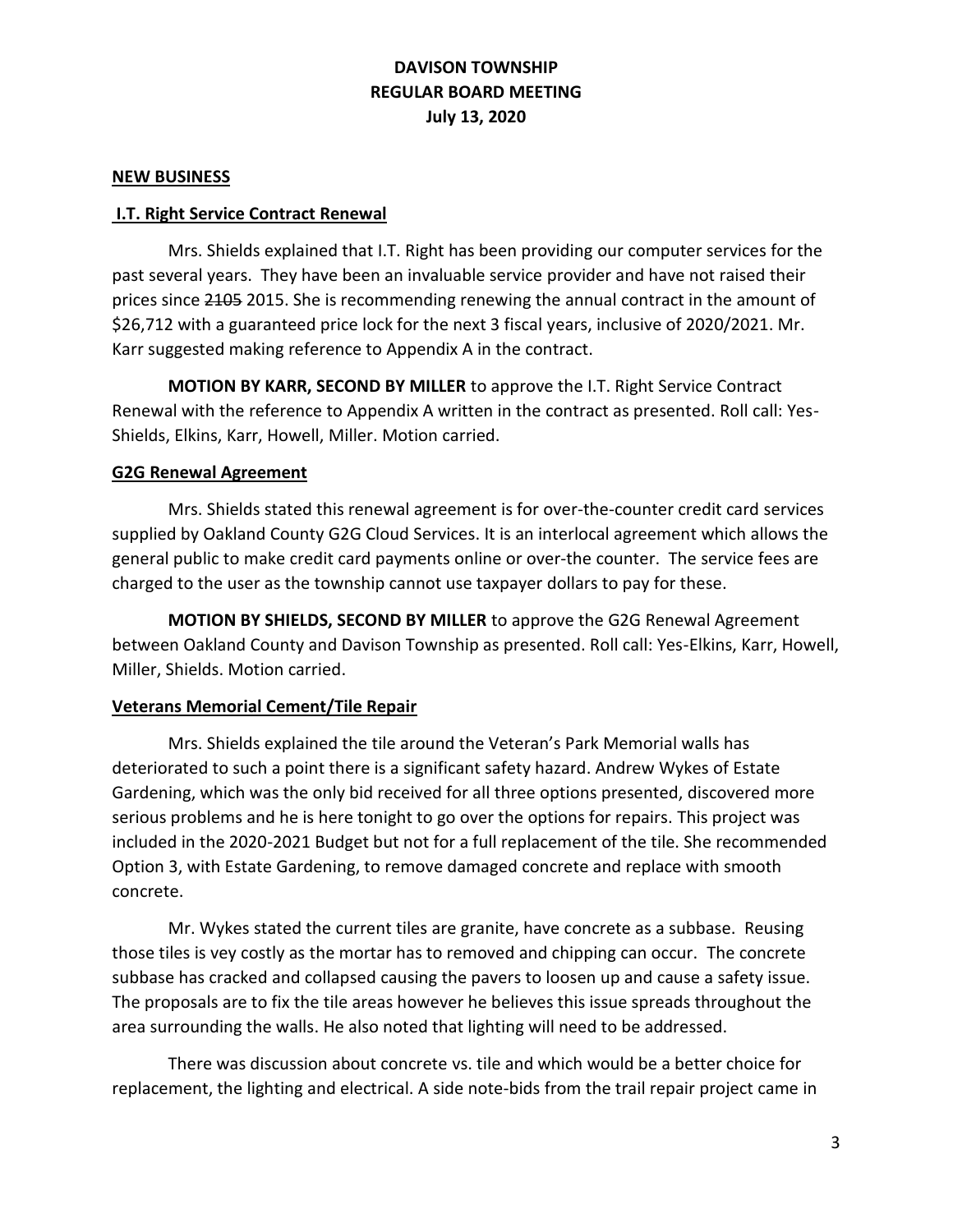# DAVISON TOWNSHIP
# REGULAR BOARD MEETING
# July 13, 2020

## NEW BUSINESS

### I.T. Right Service Contract Renewal

Mrs. Shields explained that I.T. Right has been providing our computer services for the past several years. They have been an invaluable service provider and have not raised their prices since ~~2105~~ 2015. She is recommending renewing the annual contract in the amount of $26,712 with a guaranteed price lock for the next 3 fiscal years, inclusive of 2020/2021. Mr. Karr suggested making reference to Appendix A in the contract.

**MOTION BY KARR, SECOND BY MILLER** to approve the I.T. Right Service Contract Renewal with the reference to Appendix A written in the contract as presented. Roll call: Yes-Shields, Elkins, Karr, Howell, Miller. Motion carried.

### G2G Renewal Agreement

Mrs. Shields stated this renewal agreement is for over-the-counter credit card services supplied by Oakland County G2G Cloud Services. It is an interlocal agreement which allows the general public to make credit card payments online or over-the counter. The service fees are charged to the user as the township cannot use taxpayer dollars to pay for these.

**MOTION BY SHIELDS, SECOND BY MILLER** to approve the G2G Renewal Agreement between Oakland County and Davison Township as presented. Roll call: Yes-Elkins, Karr, Howell, Miller, Shields. Motion carried.

### Veterans Memorial Cement/Tile Repair

Mrs. Shields explained the tile around the Veteran's Park Memorial walls has deteriorated to such a point there is a significant safety hazard. Andrew Wykes of Estate Gardening, which was the only bid received for all three options presented, discovered more serious problems and he is here tonight to go over the options for repairs. This project was included in the 2020-2021 Budget but not for a full replacement of the tile. She recommended Option 3, with Estate Gardening, to remove damaged concrete and replace with smooth concrete.

Mr. Wykes stated the current tiles are granite, have concrete as a subbase. Reusing those tiles is vey costly as the mortar has to removed and chipping can occur. The concrete subbase has cracked and collapsed causing the pavers to loosen up and cause a safety issue. The proposals are to fix the tile areas however he believes this issue spreads throughout the area surrounding the walls. He also noted that lighting will need to be addressed.

There was discussion about concrete vs. tile and which would be a better choice for replacement, the lighting and electrical. A side note-bids from the trail repair project came in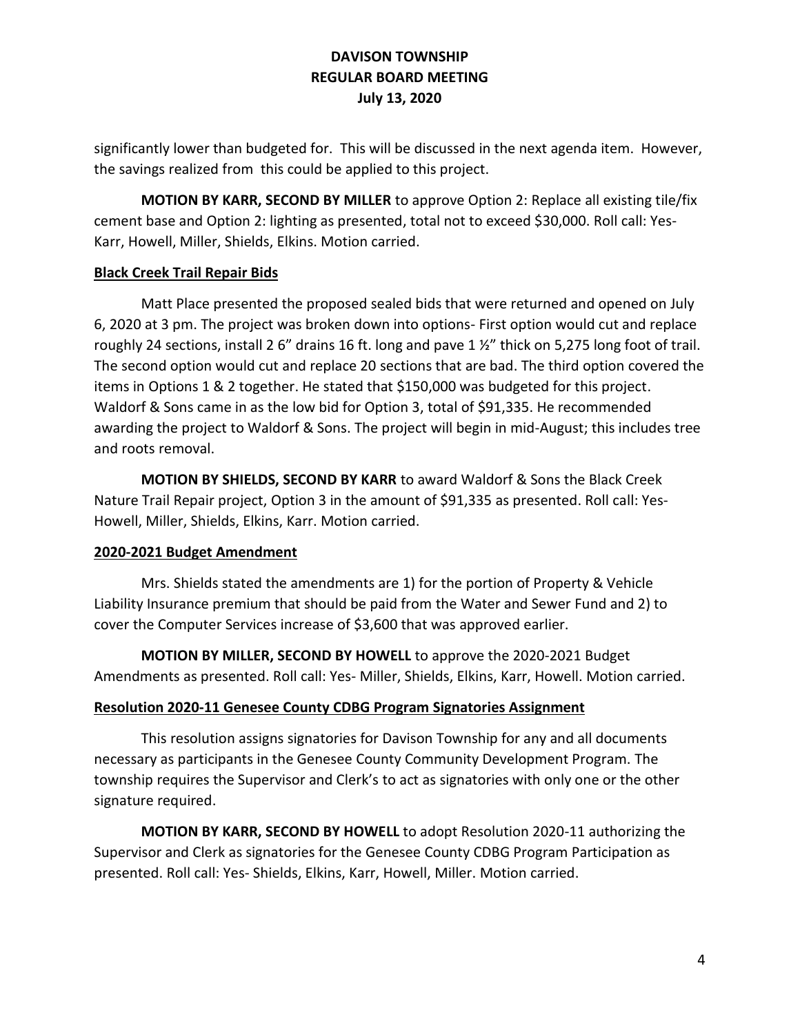significantly lower than budgeted for. This will be discussed in the next agenda item. However, the savings realized from this could be applied to this project.

**MOTION BY KARR, SECOND BY MILLER** to approve Option 2: Replace all existing tile/fix cement base and Option 2: lighting as presented, total not to exceed $30,000. Roll call: Yes- Karr, Howell, Miller, Shields, Elkins. Motion carried.

**Black Creek Trail Repair Bids**

Matt Place presented the proposed sealed bids that were returned and opened on July 6, 2020 at 3 pm. The project was broken down into options- First option would cut and replace roughly 24 sections, install 2 6" drains 16 ft. long and pave 1 ½" thick on 5,275 long foot of trail. The second option would cut and replace 20 sections that are bad. The third option covered the items in Options 1 & 2 together. He stated that $150,000 was budgeted for this project. Waldorf & Sons came in as the low bid for Option 3, total of $91,335. He recommended awarding the project to Waldorf & Sons. The project will begin in mid-August; this includes tree and roots removal.

**MOTION BY SHIELDS, SECOND BY KARR** to award Waldorf & Sons the Black Creek Nature Trail Repair project, Option 3 in the amount of $91,335 as presented. Roll call: Yes- Howell, Miller, Shields, Elkins, Karr. Motion carried.

**2020-2021 Budget Amendment**

Mrs. Shields stated the amendments are 1) for the portion of Property & Vehicle Liability Insurance premium that should be paid from the Water and Sewer Fund and 2) to cover the Computer Services increase of $3,600 that was approved earlier.

**MOTION BY MILLER, SECOND BY HOWELL** to approve the 2020-2021 Budget Amendments as presented. Roll call: Yes- Miller, Shields, Elkins, Karr, Howell. Motion carried.

**Resolution 2020-11 Genesee County CDBG Program Signatories Assignment**

This resolution assigns signatories for Davison Township for any and all documents necessary as participants in the Genesee County Community Development Program. The township requires the Supervisor and Clerk's to act as signatories with only one or the other signature required.

**MOTION BY KARR, SECOND BY HOWELL** to adopt Resolution 2020-11 authorizing the Supervisor and Clerk as signatories for the Genesee County CDBG Program Participation as presented. Roll call: Yes- Shields, Elkins, Karr, Howell, Miller. Motion carried.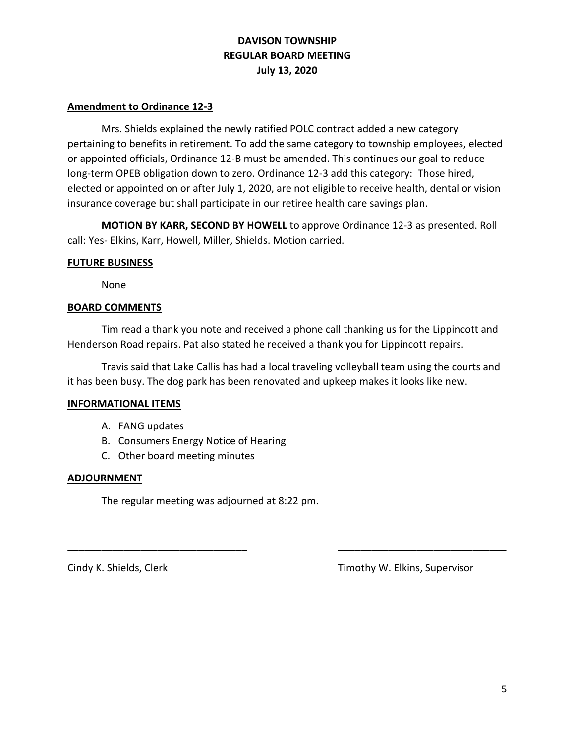**DAVISON TOWNSHIP**
**REGULAR BOARD MEETING**
**July 13, 2020**

**Amendment to Ordinance 12-3**

Mrs. Shields explained the newly ratified POLC contract added a new category pertaining to benefits in retirement. To add the same category to township employees, elected or appointed officials, Ordinance 12-B must be amended. This continues our goal to reduce long-term OPEB obligation down to zero. Ordinance 12-3 add this category: Those hired, elected or appointed on or after July 1, 2020, are not eligible to receive health, dental or vision insurance coverage but shall participate in our retiree health care savings plan.

**MOTION BY KARR, SECOND BY HOWELL** to approve Ordinance 12-3 as presented. Roll call: Yes- Elkins, Karr, Howell, Miller, Shields. Motion carried.

**FUTURE BUSINESS**

None

**BOARD COMMENTS**

Tim read a thank you note and received a phone call thanking us for the Lippincott and Henderson Road repairs. Pat also stated he received a thank you for Lippincott repairs.

Travis said that Lake Callis has had a local traveling volleyball team using the courts and it has been busy. The dog park has been renovated and upkeep makes it looks like new.

**INFORMATIONAL ITEMS**

A. FANG updates
B. Consumers Energy Notice of Hearing
C. Other board meeting minutes

**ADJOURNMENT**

The regular meeting was adjourned at 8:22 pm.

\_\_\_\_\_\_\_\_\_\_\_\_\_\_\_\_\_\_\_\_\_\_\_\_\_\_\_\_\_\_\_\_
Cindy K. Shields, Clerk

\_\_\_\_\_\_\_\_\_\_\_\_\_\_\_\_\_\_\_\_\_\_\_\_\_\_\_\_\_\_\_\_
Timothy W. Elkins, Supervisor